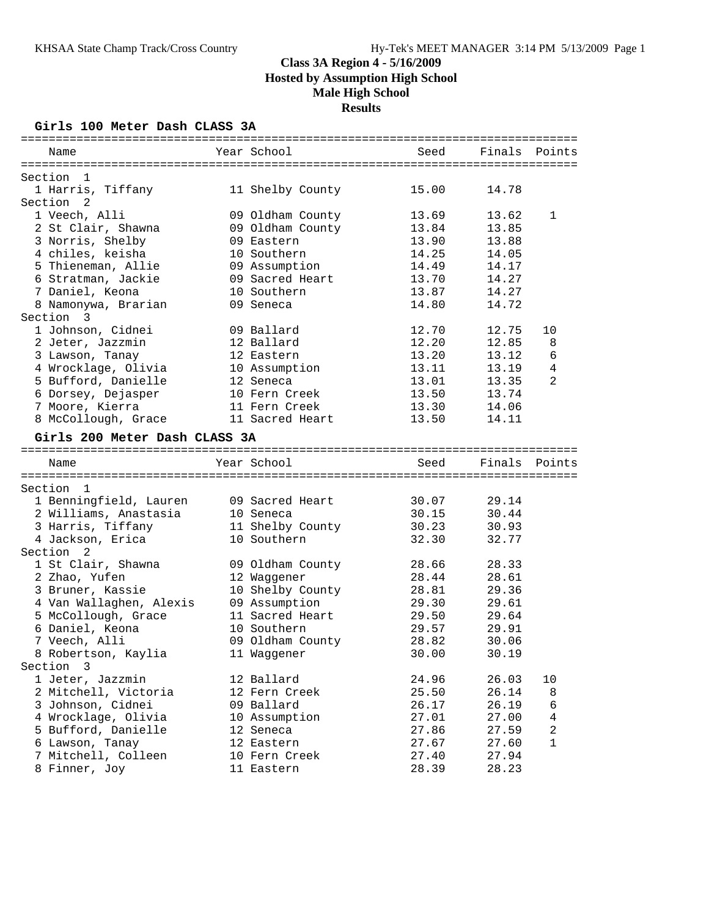# Class 3A Region 4 - 5/16/2009
## Hosted by Assumption High School
## Male High School
## Results

### Girls 100 Meter Dash CLASS 3A

| Name | Year | School | Seed | Finals | Points |
|---|---|---|---|---|---|
| **Section 1** | | | | | |
| 1 Harris, Tiffany | 11 | Shelby County | 15.00 | 14.78 | |
| **Section 2** | | | | | |
| 1 Veech, Alli | 09 | Oldham County | 13.69 | 13.62 | 1 |
| 2 St Clair, Shawna | 09 | Oldham County | 13.84 | 13.85 | |
| 3 Norris, Shelby | 09 | Eastern | 13.90 | 13.88 | |
| 4 chiles, keisha | 10 | Southern | 14.25 | 14.05 | |
| 5 Thieneman, Allie | 09 | Assumption | 14.49 | 14.17 | |
| 6 Stratman, Jackie | 09 | Sacred Heart | 13.70 | 14.27 | |
| 7 Daniel, Keona | 10 | Southern | 13.87 | 14.27 | |
| 8 Namonywa, Brarian | 09 | Seneca | 14.80 | 14.72 | |
| **Section 3** | | | | | |
| 1 Johnson, Cidnei | 09 | Ballard | 12.70 | 12.75 | 10 |
| 2 Jeter, Jazzmin | 12 | Ballard | 12.20 | 12.85 | 8 |
| 3 Lawson, Tanay | 12 | Eastern | 13.20 | 13.12 | 6 |
| 4 Wrocklage, Olivia | 10 | Assumption | 13.11 | 13.19 | 4 |
| 5 Bufford, Danielle | 12 | Seneca | 13.01 | 13.35 | 2 |
| 6 Dorsey, Dejasper | 10 | Fern Creek | 13.50 | 13.74 | |
| 7 Moore, Kierra | 11 | Fern Creek | 13.30 | 14.06 | |
| 8 McCollough, Grace | 11 | Sacred Heart | 13.50 | 14.11 | |

### Girls 200 Meter Dash CLASS 3A

| Name | Year | School | Seed | Finals | Points |
|---|---|---|---|---|---|
| **Section 1** | | | | | |
| 1 Benningfield, Lauren | 09 | Sacred Heart | 30.07 | 29.14 | |
| 2 Williams, Anastasia | 10 | Seneca | 30.15 | 30.44 | |
| 3 Harris, Tiffany | 11 | Shelby County | 30.23 | 30.93 | |
| 4 Jackson, Erica | 10 | Southern | 32.30 | 32.77 | |
| **Section 2** | | | | | |
| 1 St Clair, Shawna | 09 | Oldham County | 28.66 | 28.33 | |
| 2 Zhao, Yufen | 12 | Waggener | 28.44 | 28.61 | |
| 3 Bruner, Kassie | 10 | Shelby County | 28.81 | 29.36 | |
| 4 Van Wallaghen, Alexis | 09 | Assumption | 29.30 | 29.61 | |
| 5 McCollough, Grace | 11 | Sacred Heart | 29.50 | 29.64 | |
| 6 Daniel, Keona | 10 | Southern | 29.57 | 29.91 | |
| 7 Veech, Alli | 09 | Oldham County | 28.82 | 30.06 | |
| 8 Robertson, Kaylia | 11 | Waggener | 30.00 | 30.19 | |
| **Section 3** | | | | | |
| 1 Jeter, Jazzmin | 12 | Ballard | 24.96 | 26.03 | 10 |
| 2 Mitchell, Victoria | 12 | Fern Creek | 25.50 | 26.14 | 8 |
| 3 Johnson, Cidnei | 09 | Ballard | 26.17 | 26.19 | 6 |
| 4 Wrocklage, Olivia | 10 | Assumption | 27.01 | 27.00 | 4 |
| 5 Bufford, Danielle | 12 | Seneca | 27.86 | 27.59 | 2 |
| 6 Lawson, Tanay | 12 | Eastern | 27.67 | 27.60 | 1 |
| 7 Mitchell, Colleen | 10 | Fern Creek | 27.40 | 27.94 | |
| 8 Finner, Joy | 11 | Eastern | 28.39 | 28.23 | |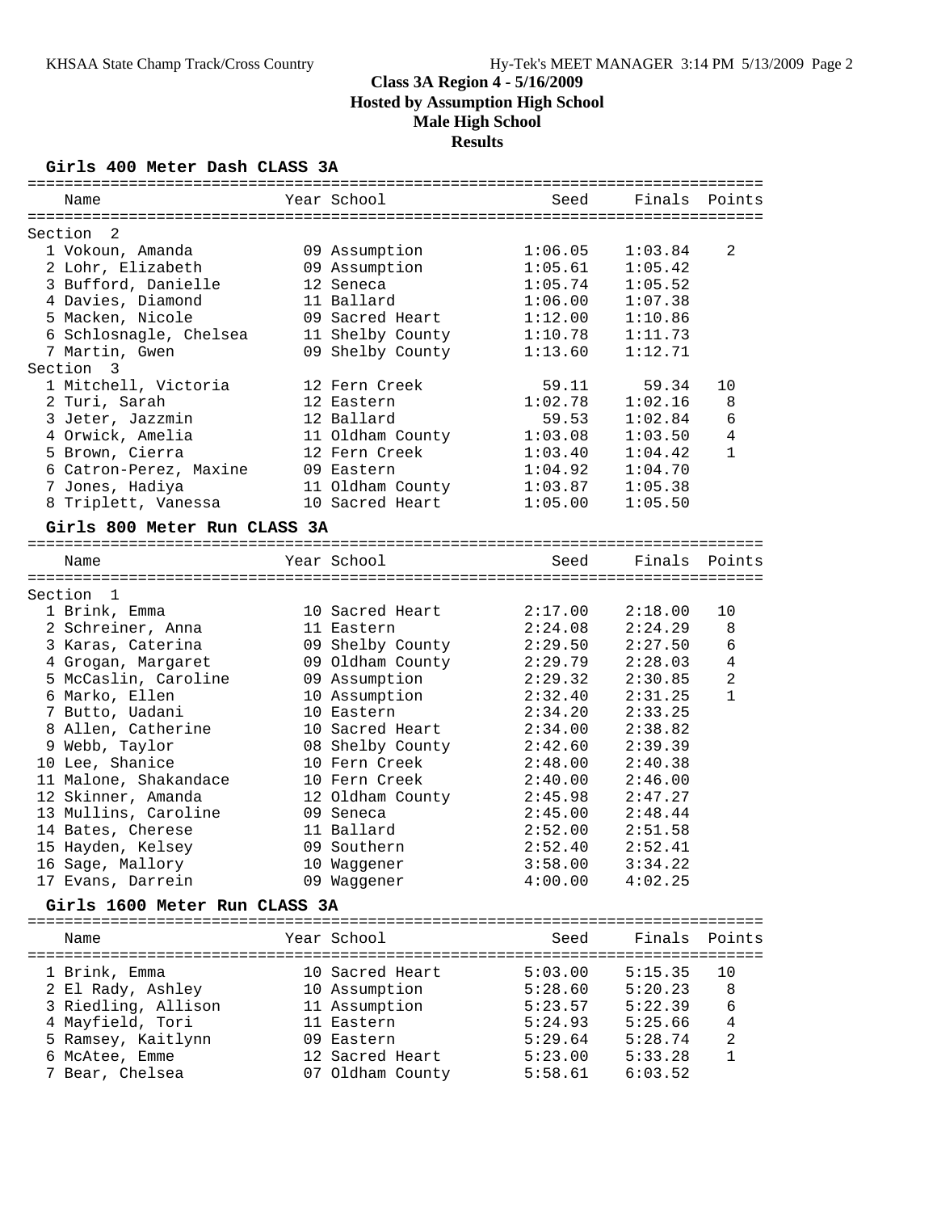# Class 3A Region 4 - 5/16/2009

## Hosted by Assumption High School

## Male High School

## Results

### Girls 400 Meter Dash CLASS 3A

| Name | Year | School | Seed | Finals | Points |
|---|---|---|---|---|---|
| **Section 2** | | | | | |
| 1 Vokoun, Amanda | 09 | Assumption | 1:06.05 | 1:03.84 | 2 |
| 2 Lohr, Elizabeth | 09 | Assumption | 1:05.61 | 1:05.42 | |
| 3 Bufford, Danielle | 12 | Seneca | 1:05.74 | 1:05.52 | |
| 4 Davies, Diamond | 11 | Ballard | 1:06.00 | 1:07.38 | |
| 5 Macken, Nicole | 09 | Sacred Heart | 1:12.00 | 1:10.86 | |
| 6 Schlosnagle, Chelsea | 11 | Shelby County | 1:10.78 | 1:11.73 | |
| 7 Martin, Gwen | 09 | Shelby County | 1:13.60 | 1:12.71 | |
| **Section 3** | | | | | |
| 1 Mitchell, Victoria | 12 | Fern Creek | 59.11 | 59.34 | 10 |
| 2 Turi, Sarah | 12 | Eastern | 1:02.78 | 1:02.16 | 8 |
| 3 Jeter, Jazzmin | 12 | Ballard | 59.53 | 1:02.84 | 6 |
| 4 Orwick, Amelia | 11 | Oldham County | 1:03.08 | 1:03.50 | 4 |
| 5 Brown, Cierra | 12 | Fern Creek | 1:03.40 | 1:04.42 | 1 |
| 6 Catron-Perez, Maxine | 09 | Eastern | 1:04.92 | 1:04.70 | |
| 7 Jones, Hadiya | 11 | Oldham County | 1:03.87 | 1:05.38 | |
| 8 Triplett, Vanessa | 10 | Sacred Heart | 1:05.00 | 1:05.50 | |

### Girls 800 Meter Run CLASS 3A

| Name | Year | School | Seed | Finals | Points |
|---|---|---|---|---|---|
| **Section 1** | | | | | |
| 1 Brink, Emma | 10 | Sacred Heart | 2:17.00 | 2:18.00 | 10 |
| 2 Schreiner, Anna | 11 | Eastern | 2:24.08 | 2:24.29 | 8 |
| 3 Karas, Caterina | 09 | Shelby County | 2:29.50 | 2:27.50 | 6 |
| 4 Grogan, Margaret | 09 | Oldham County | 2:29.79 | 2:28.03 | 4 |
| 5 McCaslin, Caroline | 09 | Assumption | 2:29.32 | 2:30.85 | 2 |
| 6 Marko, Ellen | 10 | Assumption | 2:32.40 | 2:31.25 | 1 |
| 7 Butto, Uadani | 10 | Eastern | 2:34.20 | 2:33.25 | |
| 8 Allen, Catherine | 10 | Sacred Heart | 2:34.00 | 2:38.82 | |
| 9 Webb, Taylor | 08 | Shelby County | 2:42.60 | 2:39.39 | |
| 10 Lee, Shanice | 10 | Fern Creek | 2:48.00 | 2:40.38 | |
| 11 Malone, Shakandace | 10 | Fern Creek | 2:40.00 | 2:46.00 | |
| 12 Skinner, Amanda | 12 | Oldham County | 2:45.98 | 2:47.27 | |
| 13 Mullins, Caroline | 09 | Seneca | 2:45.00 | 2:48.44 | |
| 14 Bates, Cherese | 11 | Ballard | 2:52.00 | 2:51.58 | |
| 15 Hayden, Kelsey | 09 | Southern | 2:52.40 | 2:52.41 | |
| 16 Sage, Mallory | 10 | Waggener | 3:58.00 | 3:34.22 | |
| 17 Evans, Darrein | 09 | Waggener | 4:00.00 | 4:02.25 | |

### Girls 1600 Meter Run CLASS 3A

| Name | Year | School | Seed | Finals | Points |
|---|---|---|---|---|---|
| 1 Brink, Emma | 10 | Sacred Heart | 5:03.00 | 5:15.35 | 10 |
| 2 El Rady, Ashley | 10 | Assumption | 5:28.60 | 5:20.23 | 8 |
| 3 Riedling, Allison | 11 | Assumption | 5:23.57 | 5:22.39 | 6 |
| 4 Mayfield, Tori | 11 | Eastern | 5:24.93 | 5:25.66 | 4 |
| 5 Ramsey, Kaitlynn | 09 | Eastern | 5:29.64 | 5:28.74 | 2 |
| 6 McAtee, Emme | 12 | Sacred Heart | 5:23.00 | 5:33.28 | 1 |
| 7 Bear, Chelsea | 07 | Oldham County | 5:58.61 | 6:03.52 | |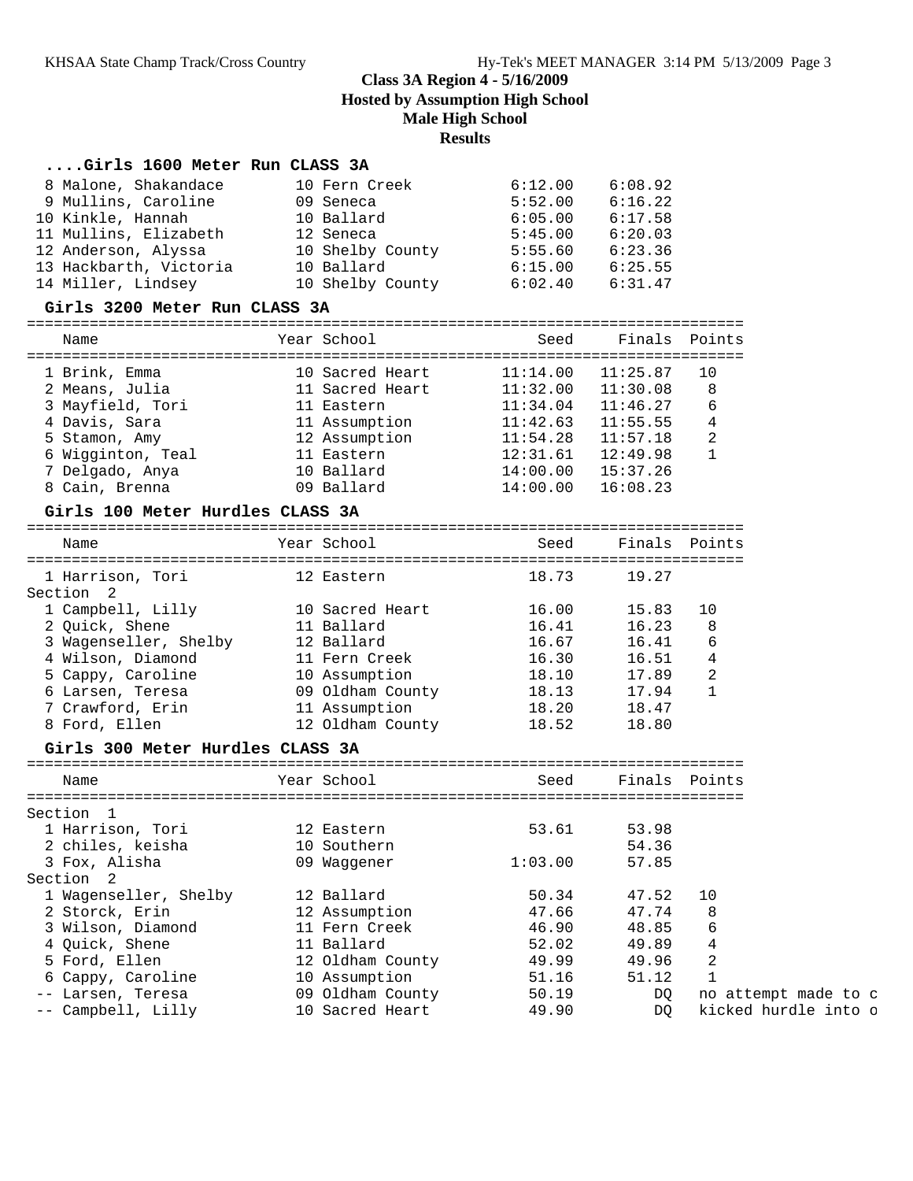**Class 3A Region 4 - 5/16/2009**
**Hosted by Assumption High School**
**Male High School**
**Results**

### ....Girls 1600 Meter Run CLASS 3A

| Place | Name | Year | School | Seed | Finals |
|---|---|---|---|---|---|
| 8 | Malone, Shakandace | 10 | Fern Creek | 6:12.00 | 6:08.92 |
| 9 | Mullins, Caroline | 09 | Seneca | 5:52.00 | 6:16.22 |
| 10 | Kinkle, Hannah | 10 | Ballard | 6:05.00 | 6:17.58 |
| 11 | Mullins, Elizabeth | 12 | Seneca | 5:45.00 | 6:20.03 |
| 12 | Anderson, Alyssa | 10 | Shelby County | 5:55.60 | 6:23.36 |
| 13 | Hackbarth, Victoria | 10 | Ballard | 6:15.00 | 6:25.55 |
| 14 | Miller, Lindsey | 10 | Shelby County | 6:02.40 | 6:31.47 |

### Girls 3200 Meter Run CLASS 3A

| Place | Name | Year | School | Seed | Finals | Points |
|---|---|---|---|---|---|---|
| 1 | Brink, Emma | 10 | Sacred Heart | 11:14.00 | 11:25.87 | 10 |
| 2 | Means, Julia | 11 | Sacred Heart | 11:32.00 | 11:30.08 | 8 |
| 3 | Mayfield, Tori | 11 | Eastern | 11:34.04 | 11:46.27 | 6 |
| 4 | Davis, Sara | 11 | Assumption | 11:42.63 | 11:55.55 | 4 |
| 5 | Stamon, Amy | 12 | Assumption | 11:54.28 | 11:57.18 | 2 |
| 6 | Wigginton, Teal | 11 | Eastern | 12:31.61 | 12:49.98 | 1 |
| 7 | Delgado, Anya | 10 | Ballard | 14:00.00 | 15:37.26 | |
| 8 | Cain, Brenna | 09 | Ballard | 14:00.00 | 16:08.23 | |

### Girls 100 Meter Hurdles CLASS 3A

| Place | Name | Year | School | Seed | Finals | Points |
|---|---|---|---|---|---|---|
| 1 | Harrison, Tori | 12 | Eastern | 18.73 | 19.27 | |
| Section 2 | | | | | | |
| 1 | Campbell, Lilly | 10 | Sacred Heart | 16.00 | 15.83 | 10 |
| 2 | Quick, Shene | 11 | Ballard | 16.41 | 16.23 | 8 |
| 3 | Wagenseller, Shelby | 12 | Ballard | 16.67 | 16.41 | 6 |
| 4 | Wilson, Diamond | 11 | Fern Creek | 16.30 | 16.51 | 4 |
| 5 | Cappy, Caroline | 10 | Assumption | 18.10 | 17.89 | 2 |
| 6 | Larsen, Teresa | 09 | Oldham County | 18.13 | 17.94 | 1 |
| 7 | Crawford, Erin | 11 | Assumption | 18.20 | 18.47 | |
| 8 | Ford, Ellen | 12 | Oldham County | 18.52 | 18.80 | |

### Girls 300 Meter Hurdles CLASS 3A

| Place | Name | Year | School | Seed | Finals | Points |
|---|---|---|---|---|---|---|
| Section 1 | | | | | | |
| 1 | Harrison, Tori | 12 | Eastern | 53.61 | 53.98 | |
| 2 | chiles, keisha | 10 | Southern | | 54.36 | |
| 3 | Fox, Alisha | 09 | Waggener | 1:03.00 | 57.85 | |
| Section 2 | | | | | | |
| 1 | Wagenseller, Shelby | 12 | Ballard | 50.34 | 47.52 | 10 |
| 2 | Storck, Erin | 12 | Assumption | 47.66 | 47.74 | 8 |
| 3 | Wilson, Diamond | 11 | Fern Creek | 46.90 | 48.85 | 6 |
| 4 | Quick, Shene | 11 | Ballard | 52.02 | 49.89 | 4 |
| 5 | Ford, Ellen | 12 | Oldham County | 49.99 | 49.96 | 2 |
| 6 | Cappy, Caroline | 10 | Assumption | 51.16 | 51.12 | 1 |
| -- | Larsen, Teresa | 09 | Oldham County | 50.19 | DQ | no attempt made to c |
| -- | Campbell, Lilly | 10 | Sacred Heart | 49.90 | DQ | kicked hurdle into o |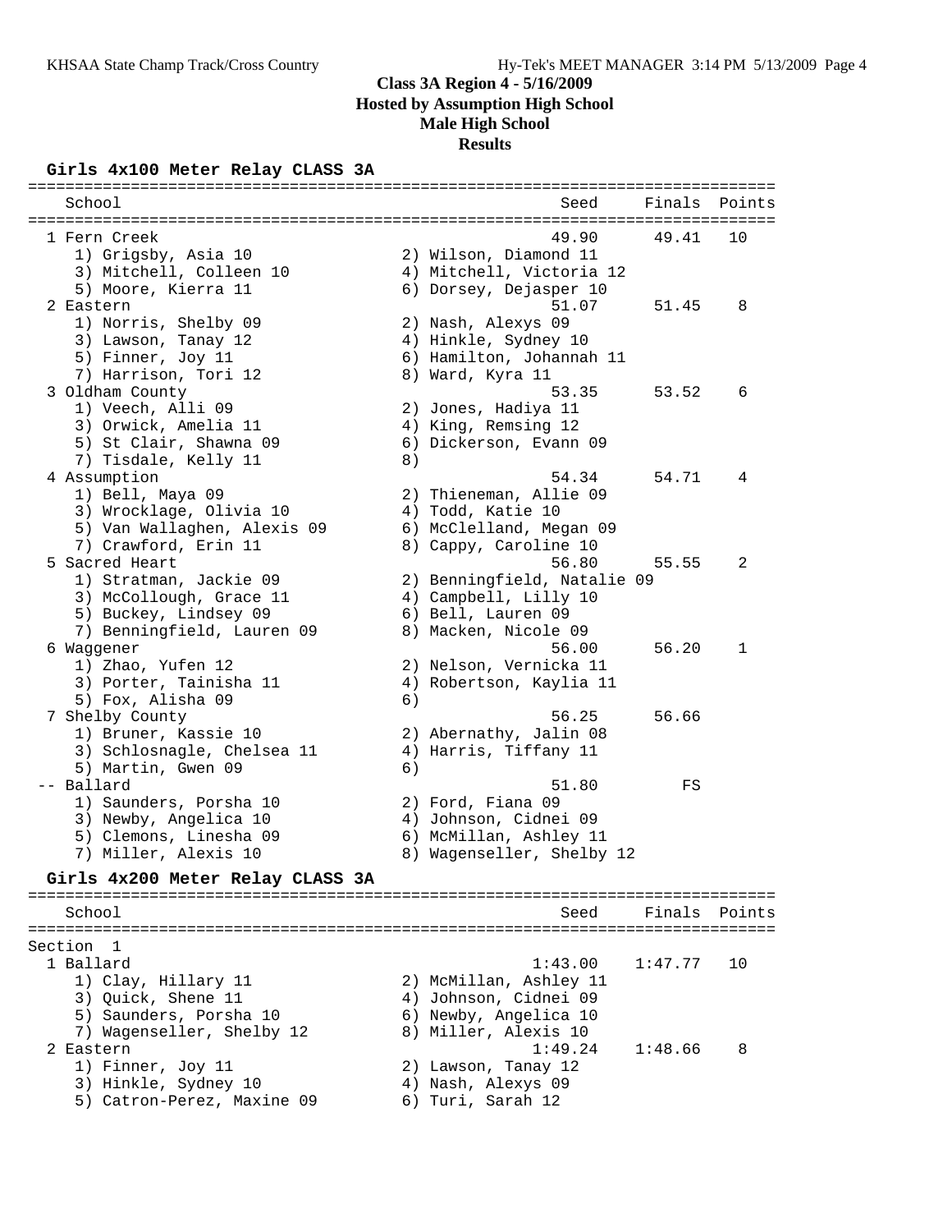## Class 3A Region 4 - 5/16/2009
### Hosted by Assumption High School
### Male High School
### Results

**Girls 4x100 Meter Relay CLASS 3A**

```
================================================================================
   School                                              Seed     Finals  Points
================================================================================
  1 Fern Creek                                         49.90      49.41   10
     1) Grigsby, Asia 10                2) Wilson, Diamond 11
     3) Mitchell, Colleen 10            4) Mitchell, Victoria 12
     5) Moore, Kierra 11                6) Dorsey, Dejasper 10
  2 Eastern                                            51.07      51.45    8
     1) Norris, Shelby 09               2) Nash, Alexys 09
     3) Lawson, Tanay 12                4) Hinkle, Sydney 10
     5) Finner, Joy 11                  6) Hamilton, Johannah 11
     7) Harrison, Tori 12               8) Ward, Kyra 11
  3 Oldham County                                      53.35      53.52    6
     1) Veech, Alli 09                  2) Jones, Hadiya 11
     3) Orwick, Amelia 11               4) King, Remsing 12
     5) St Clair, Shawna 09             6) Dickerson, Evann 09
     7) Tisdale, Kelly 11               8)
  4 Assumption                                         54.34      54.71    4
     1) Bell, Maya 09                   2) Thieneman, Allie 09
     3) Wrocklage, Olivia 10            4) Todd, Katie 10
     5) Van Wallaghen, Alexis 09        6) McClelland, Megan 09
     7) Crawford, Erin 11               8) Cappy, Caroline 10
  5 Sacred Heart                                       56.80      55.55    2
     1) Stratman, Jackie 09             2) Benningfield, Natalie 09
     3) McCollough, Grace 11            4) Campbell, Lilly 10
     5) Buckey, Lindsey 09              6) Bell, Lauren 09
     7) Benningfield, Lauren 09         8) Macken, Nicole 09
  6 Waggener                                           56.00      56.20    1
     1) Zhao, Yufen 12                  2) Nelson, Vernicka 11
     3) Porter, Tainisha 11             4) Robertson, Kaylia 11
     5) Fox, Alisha 09                  6)
  7 Shelby County                                      56.25      56.66
     1) Bruner, Kassie 10               2) Abernathy, Jalin 08
     3) Schlosnagle, Chelsea 11         4) Harris, Tiffany 11
     5) Martin, Gwen 09                 6)
 -- Ballard                                            51.80         FS
     1) Saunders, Porsha 10             2) Ford, Fiana 09
     3) Newby, Angelica 10              4) Johnson, Cidnei 09
     5) Clemons, Linesha 09             6) McMillan, Ashley 11
     7) Miller, Alexis 10               8) Wagenseller, Shelby 12
```

**Girls 4x200 Meter Relay CLASS 3A**

```
================================================================================
   School                                              Seed     Finals  Points
================================================================================
Section  1
  1 Ballard                                          1:43.00    1:47.77   10
     1) Clay, Hillary 11                2) McMillan, Ashley 11
     3) Quick, Shene 11                 4) Johnson, Cidnei 09
     5) Saunders, Porsha 10             6) Newby, Angelica 10
     7) Wagenseller, Shelby 12          8) Miller, Alexis 10
  2 Eastern                                          1:49.24    1:48.66    8
     1) Finner, Joy 11                  2) Lawson, Tanay 12
     3) Hinkle, Sydney 10               4) Nash, Alexys 09
     5) Catron-Perez, Maxine 09         6) Turi, Sarah 12
```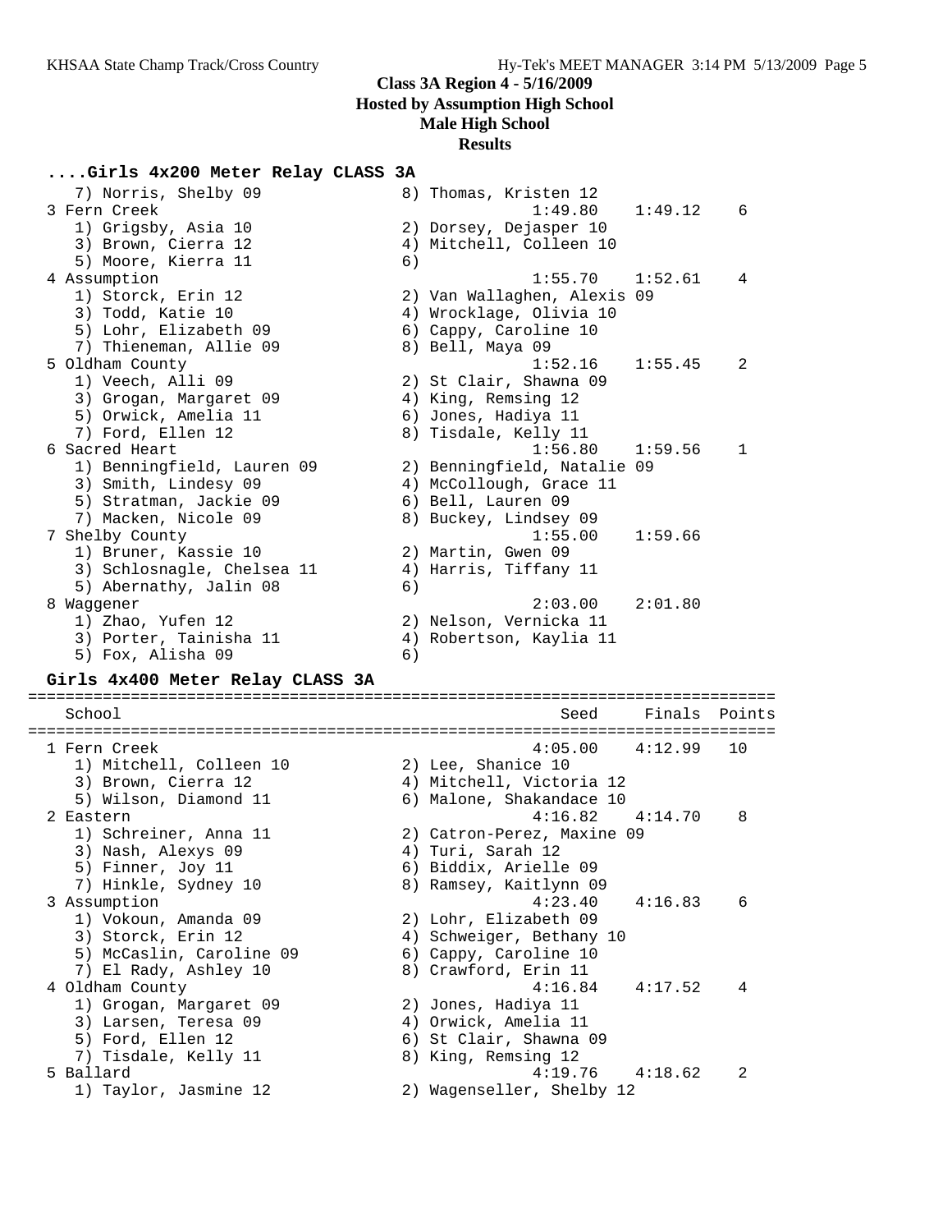## Class 3A Region 4 - 5/16/2009
## Hosted by Assumption High School
## Male High School
## Results

### ....Girls 4x200 Meter Relay CLASS 3A

```
   7) Norris, Shelby 09               8) Thomas, Kristen 12
 3 Fern Creek                                   1:49.80    1:49.12    6
   1) Grigsby, Asia 10                2) Dorsey, Dejasper 10
   3) Brown, Cierra 12                4) Mitchell, Colleen 10
   5) Moore, Kierra 11                6)
 4 Assumption                                   1:55.70    1:52.61    4
   1) Storck, Erin 12                 2) Van Wallaghen, Alexis 09
   3) Todd, Katie 10                  4) Wrocklage, Olivia 10
   5) Lohr, Elizabeth 09              6) Cappy, Caroline 10
   7) Thieneman, Allie 09             8) Bell, Maya 09
 5 Oldham County                                1:52.16    1:55.45    2
   1) Veech, Alli 09                  2) St Clair, Shawna 09
   3) Grogan, Margaret 09             4) King, Remsing 12
   5) Orwick, Amelia 11               6) Jones, Hadiya 11
   7) Ford, Ellen 12                  8) Tisdale, Kelly 11
 6 Sacred Heart                                 1:56.80    1:59.56    1
   1) Benningfield, Lauren 09         2) Benningfield, Natalie 09
   3) Smith, Lindesy 09               4) McCollough, Grace 11
   5) Stratman, Jackie 09             6) Bell, Lauren 09
   7) Macken, Nicole 09               8) Buckey, Lindsey 09
 7 Shelby County                                1:55.00    1:59.66
   1) Bruner, Kassie 10               2) Martin, Gwen 09
   3) Schlosnagle, Chelsea 11         4) Harris, Tiffany 11
   5) Abernathy, Jalin 08             6)
 8 Waggener                                     2:03.00    2:01.80
   1) Zhao, Yufen 12                  2) Nelson, Vernicka 11
   3) Porter, Tainisha 11             4) Robertson, Kaylia 11
   5) Fox, Alisha 09                  6)
```

### Girls 4x400 Meter Relay CLASS 3A

```
============================================================================
   School                                         Seed     Finals  Points
============================================================================
 1 Fern Creek                                   4:05.00    4:12.99   10
   1) Mitchell, Colleen 10            2) Lee, Shanice 10
   3) Brown, Cierra 12                4) Mitchell, Victoria 12
   5) Wilson, Diamond 11              6) Malone, Shakandace 10
 2 Eastern                                      4:16.82    4:14.70    8
   1) Schreiner, Anna 11              2) Catron-Perez, Maxine 09
   3) Nash, Alexys 09                 4) Turi, Sarah 12
   5) Finner, Joy 11                  6) Biddix, Arielle 09
   7) Hinkle, Sydney 10               8) Ramsey, Kaitlynn 09
 3 Assumption                                   4:23.40    4:16.83    6
   1) Vokoun, Amanda 09               2) Lohr, Elizabeth 09
   3) Storck, Erin 12                 4) Schweiger, Bethany 10
   5) McCaslin, Caroline 09           6) Cappy, Caroline 10
   7) El Rady, Ashley 10              8) Crawford, Erin 11
 4 Oldham County                                4:16.84    4:17.52    4
   1) Grogan, Margaret 09             2) Jones, Hadiya 11
   3) Larsen, Teresa 09               4) Orwick, Amelia 11
   5) Ford, Ellen 12                  6) St Clair, Shawna 09
   7) Tisdale, Kelly 11               8) King, Remsing 12
 5 Ballard                                      4:19.76    4:18.62    2
   1) Taylor, Jasmine 12              2) Wagenseller, Shelby 12
```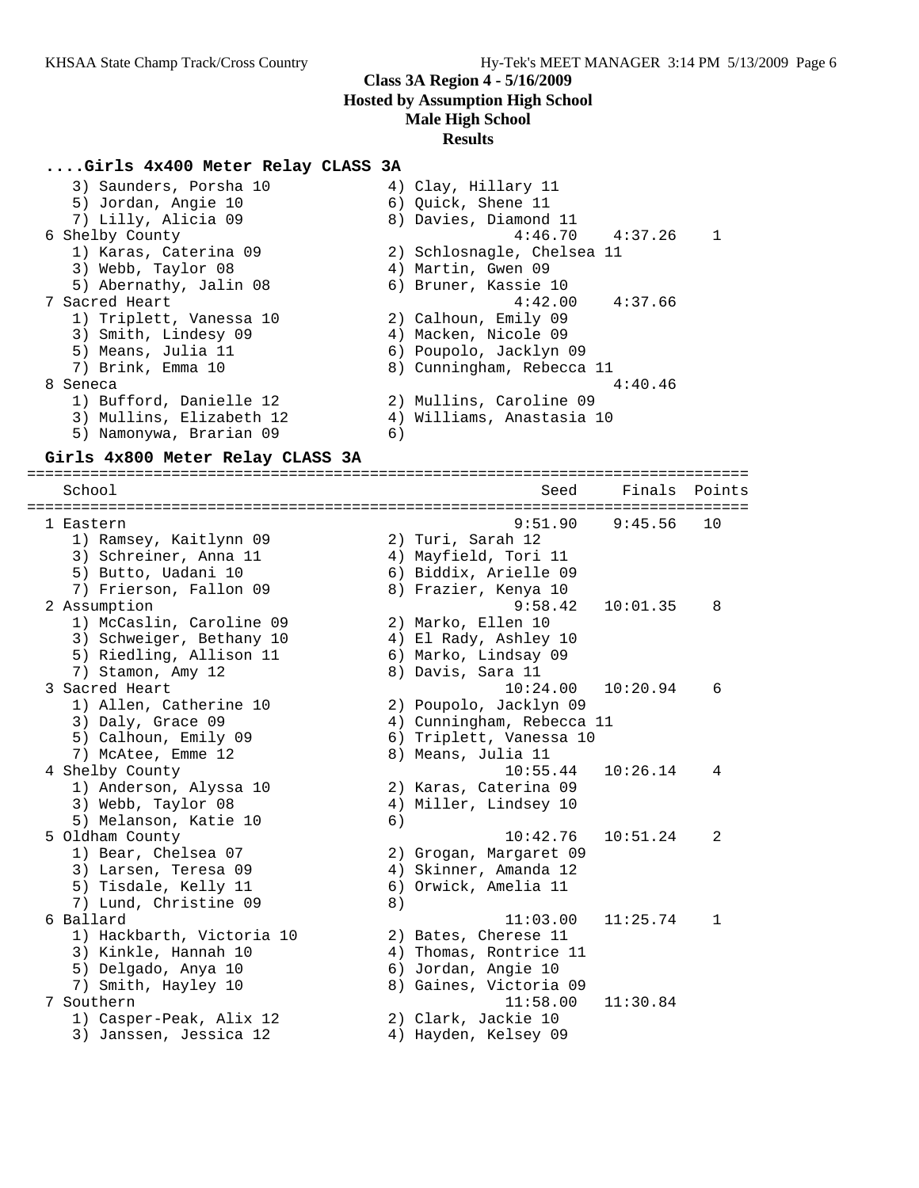**Class 3A Region 4 - 5/16/2009**
**Hosted by Assumption High School**
**Male High School**
**Results**

### ....Girls 4x400 Meter Relay CLASS 3A

```
   3) Saunders, Porsha 10             4) Clay, Hillary 11
   5) Jordan, Angie 10                6) Quick, Shene 11
   7) Lilly, Alicia 09                8) Davies, Diamond 11
 6 Shelby County                            4:46.70    4:37.26    1
   1) Karas, Caterina 09              2) Schlosnagle, Chelsea 11
   3) Webb, Taylor 08                 4) Martin, Gwen 09
   5) Abernathy, Jalin 08             6) Bruner, Kassie 10
 7 Sacred Heart                             4:42.00    4:37.66
   1) Triplett, Vanessa 10            2) Calhoun, Emily 09
   3) Smith, Lindesy 09               4) Macken, Nicole 09
   5) Means, Julia 11                 6) Poupolo, Jacklyn 09
   7) Brink, Emma 10                  8) Cunningham, Rebecca 11
 8 Seneca                                              4:40.46
   1) Bufford, Danielle 12            2) Mullins, Caroline 09
   3) Mullins, Elizabeth 12           4) Williams, Anastasia 10
   5) Namonywa, Brarian 09            6)
```

### Girls 4x800 Meter Relay CLASS 3A

```
============================================================================
   School                                          Seed     Finals  Points
============================================================================
 1 Eastern                                      9:51.90    9:45.56   10
   1) Ramsey, Kaitlynn 09             2) Turi, Sarah 12
   3) Schreiner, Anna 11              4) Mayfield, Tori 11
   5) Butto, Uadani 10                6) Biddix, Arielle 09
   7) Frierson, Fallon 09             8) Frazier, Kenya 10
 2 Assumption                                   9:58.42   10:01.35    8
   1) McCaslin, Caroline 09           2) Marko, Ellen 10
   3) Schweiger, Bethany 10           4) El Rady, Ashley 10
   5) Riedling, Allison 11            6) Marko, Lindsay 09
   7) Stamon, Amy 12                  8) Davis, Sara 11
 3 Sacred Heart                                10:24.00   10:20.94    6
   1) Allen, Catherine 10             2) Poupolo, Jacklyn 09
   3) Daly, Grace 09                  4) Cunningham, Rebecca 11
   5) Calhoun, Emily 09               6) Triplett, Vanessa 10
   7) McAtee, Emme 12                 8) Means, Julia 11
 4 Shelby County                               10:55.44   10:26.14    4
   1) Anderson, Alyssa 10             2) Karas, Caterina 09
   3) Webb, Taylor 08                 4) Miller, Lindsey 10
   5) Melanson, Katie 10              6)
 5 Oldham County                               10:42.76   10:51.24    2
   1) Bear, Chelsea 07                2) Grogan, Margaret 09
   3) Larsen, Teresa 09               4) Skinner, Amanda 12
   5) Tisdale, Kelly 11               6) Orwick, Amelia 11
   7) Lund, Christine 09              8)
 6 Ballard                                     11:03.00   11:25.74    1
   1) Hackbarth, Victoria 10          2) Bates, Cherese 11
   3) Kinkle, Hannah 10               4) Thomas, Rontrice 11
   5) Delgado, Anya 10                6) Jordan, Angie 10
   7) Smith, Hayley 10                8) Gaines, Victoria 09
 7 Southern                                    11:58.00   11:30.84
   1) Casper-Peak, Alix 12            2) Clark, Jackie 10
   3) Janssen, Jessica 12             4) Hayden, Kelsey 09
```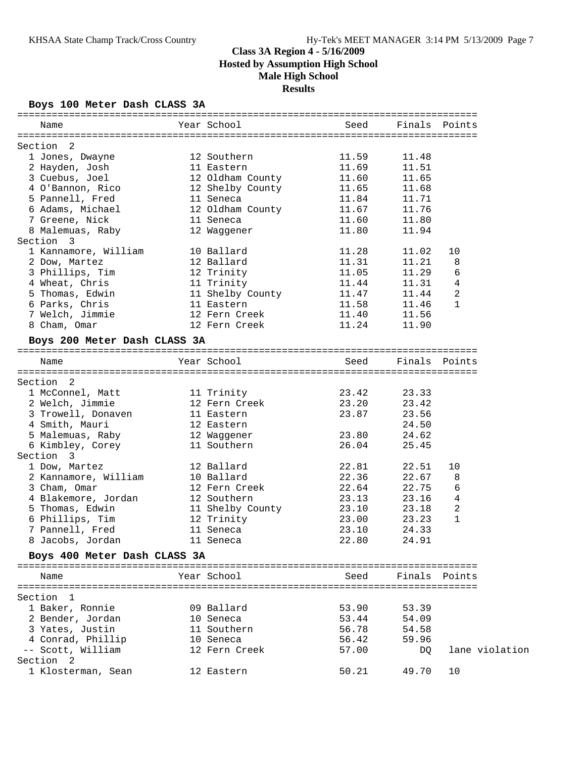# Class 3A Region 4 - 5/16/2009

## Hosted by Assumption High School

## Male High School

## Results

### Boys 100 Meter Dash CLASS 3A

| | Name | Year | School | Seed | Finals | Points |
|---|---|---|---|---|---|---|
| **Section 2** | | | | | | |
| 1 | Jones, Dwayne | 12 | Southern | 11.59 | 11.48 | |
| 2 | Hayden, Josh | 11 | Eastern | 11.69 | 11.51 | |
| 3 | Cuebus, Joel | 12 | Oldham County | 11.60 | 11.65 | |
| 4 | O'Bannon, Rico | 12 | Shelby County | 11.65 | 11.68 | |
| 5 | Pannell, Fred | 11 | Seneca | 11.84 | 11.71 | |
| 6 | Adams, Michael | 12 | Oldham County | 11.67 | 11.76 | |
| 7 | Greene, Nick | 11 | Seneca | 11.60 | 11.80 | |
| 8 | Malemuas, Raby | 12 | Waggener | 11.80 | 11.94 | |
| **Section 3** | | | | | | |
| 1 | Kannamore, William | 10 | Ballard | 11.28 | 11.02 | 10 |
| 2 | Dow, Martez | 12 | Ballard | 11.31 | 11.21 | 8 |
| 3 | Phillips, Tim | 12 | Trinity | 11.05 | 11.29 | 6 |
| 4 | Wheat, Chris | 11 | Trinity | 11.44 | 11.31 | 4 |
| 5 | Thomas, Edwin | 11 | Shelby County | 11.47 | 11.44 | 2 |
| 6 | Parks, Chris | 11 | Eastern | 11.58 | 11.46 | 1 |
| 7 | Welch, Jimmie | 12 | Fern Creek | 11.40 | 11.56 | |
| 8 | Cham, Omar | 12 | Fern Creek | 11.24 | 11.90 | |

### Boys 200 Meter Dash CLASS 3A

| | Name | Year | School | Seed | Finals | Points |
|---|---|---|---|---|---|---|
| **Section 2** | | | | | | |
| 1 | McConnel, Matt | 11 | Trinity | 23.42 | 23.33 | |
| 2 | Welch, Jimmie | 12 | Fern Creek | 23.20 | 23.42 | |
| 3 | Trowell, Donaven | 11 | Eastern | 23.87 | 23.56 | |
| 4 | Smith, Mauri | 12 | Eastern | | 24.50 | |
| 5 | Malemuas, Raby | 12 | Waggener | 23.80 | 24.62 | |
| 6 | Kimbley, Corey | 11 | Southern | 26.04 | 25.45 | |
| **Section 3** | | | | | | |
| 1 | Dow, Martez | 12 | Ballard | 22.81 | 22.51 | 10 |
| 2 | Kannamore, William | 10 | Ballard | 22.36 | 22.67 | 8 |
| 3 | Cham, Omar | 12 | Fern Creek | 22.64 | 22.75 | 6 |
| 4 | Blakemore, Jordan | 12 | Southern | 23.13 | 23.16 | 4 |
| 5 | Thomas, Edwin | 11 | Shelby County | 23.10 | 23.18 | 2 |
| 6 | Phillips, Tim | 12 | Trinity | 23.00 | 23.23 | 1 |
| 7 | Pannell, Fred | 11 | Seneca | 23.10 | 24.33 | |
| 8 | Jacobs, Jordan | 11 | Seneca | 22.80 | 24.91 | |

### Boys 400 Meter Dash CLASS 3A

| | Name | Year | School | Seed | Finals | Points |
|---|---|---|---|---|---|---|
| **Section 1** | | | | | | |
| 1 | Baker, Ronnie | 09 | Ballard | 53.90 | 53.39 | |
| 2 | Bender, Jordan | 10 | Seneca | 53.44 | 54.09 | |
| 3 | Yates, Justin | 11 | Southern | 56.78 | 54.58 | |
| 4 | Conrad, Phillip | 10 | Seneca | 56.42 | 59.96 | |
| -- | Scott, William | 12 | Fern Creek | 57.00 | DQ | lane violation |
| **Section 2** | | | | | | |
| 1 | Klosterman, Sean | 12 | Eastern | 50.21 | 49.70 | 10 |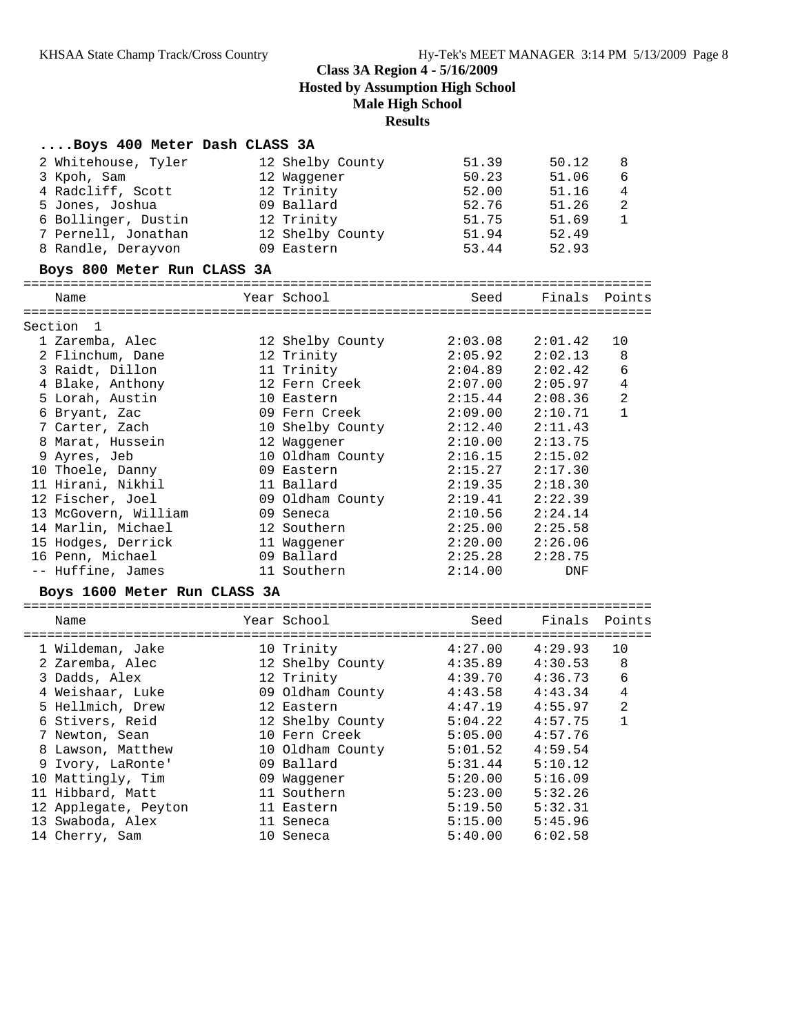# Class 3A Region 4 - 5/16/2009

**Hosted by Assumption High School**

**Male High School**

**Results**

### ....Boys 400 Meter Dash CLASS 3A

| | Name | Year | School | Seed | Finals | Points |
|---|---|---|---|---|---|---|
| 2 | Whitehouse, Tyler | 12 | Shelby County | 51.39 | 50.12 | 8 |
| 3 | Kpoh, Sam | 12 | Waggener | 50.23 | 51.06 | 6 |
| 4 | Radcliff, Scott | 12 | Trinity | 52.00 | 51.16 | 4 |
| 5 | Jones, Joshua | 09 | Ballard | 52.76 | 51.26 | 2 |
| 6 | Bollinger, Dustin | 12 | Trinity | 51.75 | 51.69 | 1 |
| 7 | Pernell, Jonathan | 12 | Shelby County | 51.94 | 52.49 | |
| 8 | Randle, Derayvon | 09 | Eastern | 53.44 | 52.93 | |

### Boys 800 Meter Run CLASS 3A

Section 1

| | Name | Year | School | Seed | Finals | Points |
|---|---|---|---|---|---|---|
| 1 | Zaremba, Alec | 12 | Shelby County | 2:03.08 | 2:01.42 | 10 |
| 2 | Flinchum, Dane | 12 | Trinity | 2:05.92 | 2:02.13 | 8 |
| 3 | Raidt, Dillon | 11 | Trinity | 2:04.89 | 2:02.42 | 6 |
| 4 | Blake, Anthony | 12 | Fern Creek | 2:07.00 | 2:05.97 | 4 |
| 5 | Lorah, Austin | 10 | Eastern | 2:15.44 | 2:08.36 | 2 |
| 6 | Bryant, Zac | 09 | Fern Creek | 2:09.00 | 2:10.71 | 1 |
| 7 | Carter, Zach | 10 | Shelby County | 2:12.40 | 2:11.43 | |
| 8 | Marat, Hussein | 12 | Waggener | 2:10.00 | 2:13.75 | |
| 9 | Ayres, Jeb | 10 | Oldham County | 2:16.15 | 2:15.02 | |
| 10 | Thoele, Danny | 09 | Eastern | 2:15.27 | 2:17.30 | |
| 11 | Hirani, Nikhil | 11 | Ballard | 2:19.35 | 2:18.30 | |
| 12 | Fischer, Joel | 09 | Oldham County | 2:19.41 | 2:22.39 | |
| 13 | McGovern, William | 09 | Seneca | 2:10.56 | 2:24.14 | |
| 14 | Marlin, Michael | 12 | Southern | 2:25.00 | 2:25.58 | |
| 15 | Hodges, Derrick | 11 | Waggener | 2:20.00 | 2:26.06 | |
| 16 | Penn, Michael | 09 | Ballard | 2:25.28 | 2:28.75 | |
| -- | Huffine, James | 11 | Southern | 2:14.00 | DNF | |

### Boys 1600 Meter Run CLASS 3A

| | Name | Year | School | Seed | Finals | Points |
|---|---|---|---|---|---|---|
| 1 | Wildeman, Jake | 10 | Trinity | 4:27.00 | 4:29.93 | 10 |
| 2 | Zaremba, Alec | 12 | Shelby County | 4:35.89 | 4:30.53 | 8 |
| 3 | Dadds, Alex | 12 | Trinity | 4:39.70 | 4:36.73 | 6 |
| 4 | Weishaar, Luke | 09 | Oldham County | 4:43.58 | 4:43.34 | 4 |
| 5 | Hellmich, Drew | 12 | Eastern | 4:47.19 | 4:55.97 | 2 |
| 6 | Stivers, Reid | 12 | Shelby County | 5:04.22 | 4:57.75 | 1 |
| 7 | Newton, Sean | 10 | Fern Creek | 5:05.00 | 4:57.76 | |
| 8 | Lawson, Matthew | 10 | Oldham County | 5:01.52 | 4:59.54 | |
| 9 | Ivory, LaRonte' | 09 | Ballard | 5:31.44 | 5:10.12 | |
| 10 | Mattingly, Tim | 09 | Waggener | 5:20.00 | 5:16.09 | |
| 11 | Hibbard, Matt | 11 | Southern | 5:23.00 | 5:32.26 | |
| 12 | Applegate, Peyton | 11 | Eastern | 5:19.50 | 5:32.31 | |
| 13 | Swaboda, Alex | 11 | Seneca | 5:15.00 | 5:45.96 | |
| 14 | Cherry, Sam | 10 | Seneca | 5:40.00 | 6:02.58 | |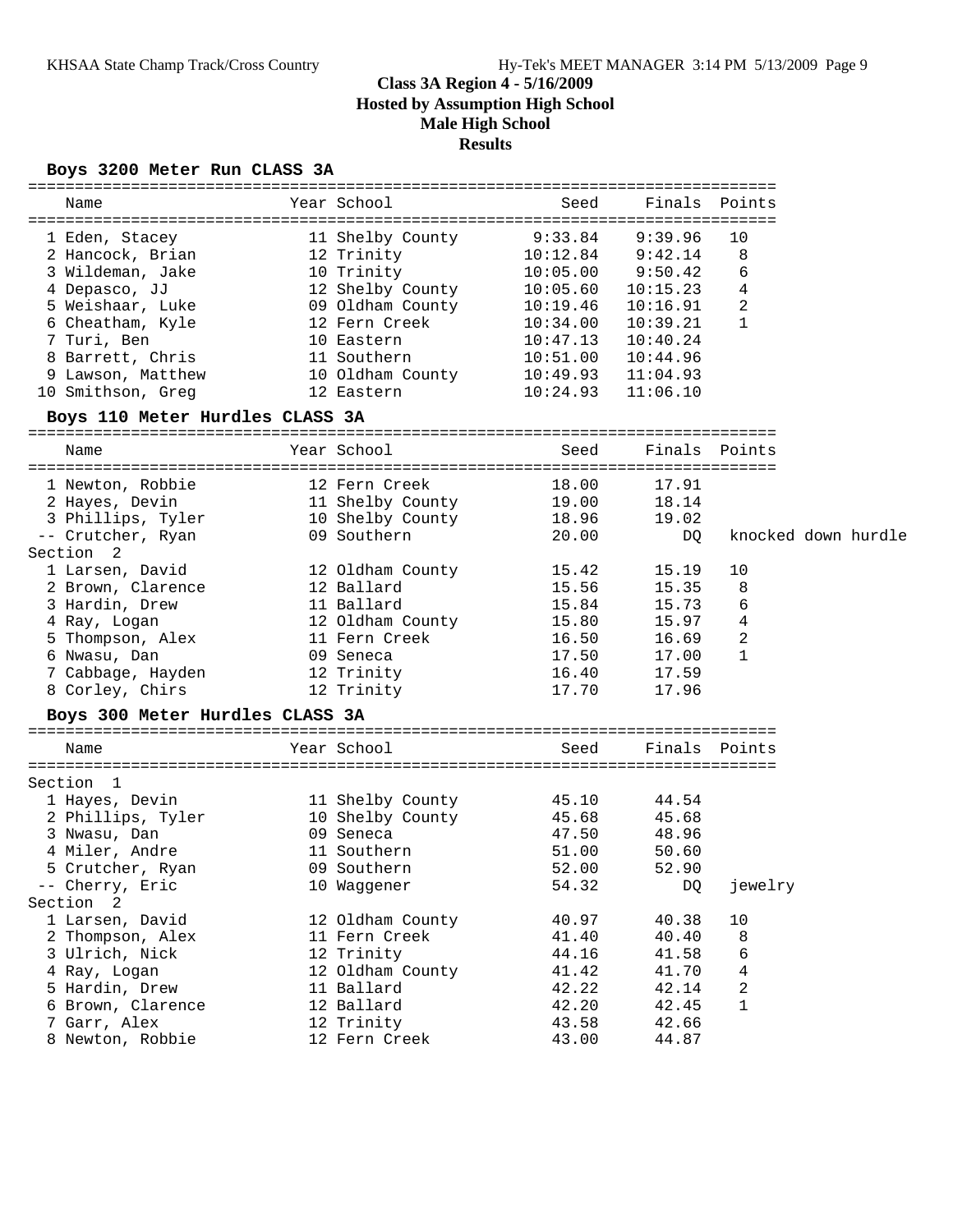# Class 3A Region 4 - 5/16/2009

**Hosted by Assumption High School**

**Male High School**

**Results**

### Boys 3200 Meter Run CLASS 3A

| Place | Name | Year | School | Seed | Finals | Points |
|---|---|---|---|---|---|---|
| 1 | Eden, Stacey | 11 | Shelby County | 9:33.84 | 9:39.96 | 10 |
| 2 | Hancock, Brian | 12 | Trinity | 10:12.84 | 9:42.14 | 8 |
| 3 | Wildeman, Jake | 10 | Trinity | 10:05.00 | 9:50.42 | 6 |
| 4 | Depasco, JJ | 12 | Shelby County | 10:05.60 | 10:15.23 | 4 |
| 5 | Weishaar, Luke | 09 | Oldham County | 10:19.46 | 10:16.91 | 2 |
| 6 | Cheatham, Kyle | 12 | Fern Creek | 10:34.00 | 10:39.21 | 1 |
| 7 | Turi, Ben | 10 | Eastern | 10:47.13 | 10:40.24 | |
| 8 | Barrett, Chris | 11 | Southern | 10:51.00 | 10:44.96 | |
| 9 | Lawson, Matthew | 10 | Oldham County | 10:49.93 | 11:04.93 | |
| 10 | Smithson, Greg | 12 | Eastern | 10:24.93 | 11:06.10 | |

### Boys 110 Meter Hurdles CLASS 3A

| Place | Name | Year | School | Seed | Finals | Points |
|---|---|---|---|---|---|---|
| 1 | Newton, Robbie | 12 | Fern Creek | 18.00 | 17.91 | |
| 2 | Hayes, Devin | 11 | Shelby County | 19.00 | 18.14 | |
| 3 | Phillips, Tyler | 10 | Shelby County | 18.96 | 19.02 | |
| -- | Crutcher, Ryan | 09 | Southern | 20.00 | DQ | knocked down hurdle |
| **Section 2** | | | | | | |
| 1 | Larsen, David | 12 | Oldham County | 15.42 | 15.19 | 10 |
| 2 | Brown, Clarence | 12 | Ballard | 15.56 | 15.35 | 8 |
| 3 | Hardin, Drew | 11 | Ballard | 15.84 | 15.73 | 6 |
| 4 | Ray, Logan | 12 | Oldham County | 15.80 | 15.97 | 4 |
| 5 | Thompson, Alex | 11 | Fern Creek | 16.50 | 16.69 | 2 |
| 6 | Nwasu, Dan | 09 | Seneca | 17.50 | 17.00 | 1 |
| 7 | Cabbage, Hayden | 12 | Trinity | 16.40 | 17.59 | |
| 8 | Corley, Chirs | 12 | Trinity | 17.70 | 17.96 | |

### Boys 300 Meter Hurdles CLASS 3A

| Place | Name | Year | School | Seed | Finals | Points |
|---|---|---|---|---|---|---|
| **Section 1** | | | | | | |
| 1 | Hayes, Devin | 11 | Shelby County | 45.10 | 44.54 | |
| 2 | Phillips, Tyler | 10 | Shelby County | 45.68 | 45.68 | |
| 3 | Nwasu, Dan | 09 | Seneca | 47.50 | 48.96 | |
| 4 | Miler, Andre | 11 | Southern | 51.00 | 50.60 | |
| 5 | Crutcher, Ryan | 09 | Southern | 52.00 | 52.90 | |
| -- | Cherry, Eric | 10 | Waggener | 54.32 | DQ | jewelry |
| **Section 2** | | | | | | |
| 1 | Larsen, David | 12 | Oldham County | 40.97 | 40.38 | 10 |
| 2 | Thompson, Alex | 11 | Fern Creek | 41.40 | 40.40 | 8 |
| 3 | Ulrich, Nick | 12 | Trinity | 44.16 | 41.58 | 6 |
| 4 | Ray, Logan | 12 | Oldham County | 41.42 | 41.70 | 4 |
| 5 | Hardin, Drew | 11 | Ballard | 42.22 | 42.14 | 2 |
| 6 | Brown, Clarence | 12 | Ballard | 42.20 | 42.45 | 1 |
| 7 | Garr, Alex | 12 | Trinity | 43.58 | 42.66 | |
| 8 | Newton, Robbie | 12 | Fern Creek | 43.00 | 44.87 | |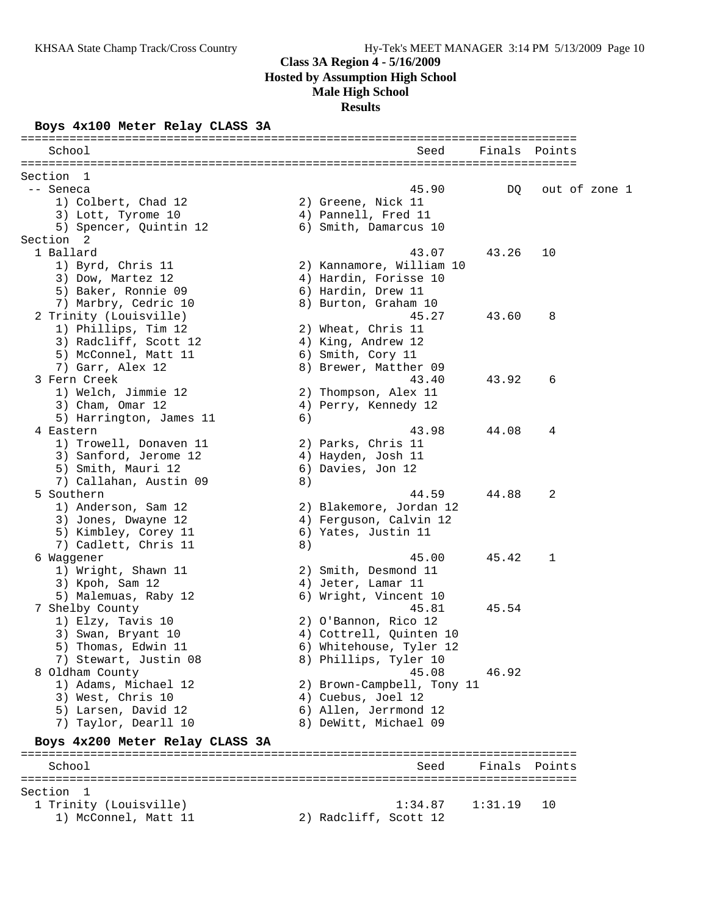## Class 3A Region 4 - 5/16/2009
## Hosted by Assumption High School
## Male High School
## Results

### Boys 4x100 Meter Relay CLASS 3A

```
================================================================================
   School                                            Seed     Finals  Points
================================================================================
Section  1
 -- Seneca                                          45.90         DQ   out of zone 1
    1) Colbert, Chad 12                2) Greene, Nick 11
    3) Lott, Tyrome 10                 4) Pannell, Fred 11
    5) Spencer, Quintin 12             6) Smith, Damarcus 10
Section  2
  1 Ballard                                         43.07      43.26   10
    1) Byrd, Chris 11                  2) Kannamore, William 10
    3) Dow, Martez 12                  4) Hardin, Forisse 10
    5) Baker, Ronnie 09                6) Hardin, Drew 11
    7) Marbry, Cedric 10               8) Burton, Graham 10
  2 Trinity (Louisville)                            45.27      43.60    8
    1) Phillips, Tim 12                2) Wheat, Chris 11
    3) Radcliff, Scott 12              4) King, Andrew 12
    5) McConnel, Matt 11               6) Smith, Cory 11
    7) Garr, Alex 12                   8) Brewer, Matther 09
  3 Fern Creek                                      43.40      43.92    6
    1) Welch, Jimmie 12                2) Thompson, Alex 11
    3) Cham, Omar 12                   4) Perry, Kennedy 12
    5) Harrington, James 11            6)
  4 Eastern                                         43.98      44.08    4
    1) Trowell, Donaven 11             2) Parks, Chris 11
    3) Sanford, Jerome 12              4) Hayden, Josh 11
    5) Smith, Mauri 12                 6) Davies, Jon 12
    7) Callahan, Austin 09             8)
  5 Southern                                        44.59      44.88    2
    1) Anderson, Sam 12                2) Blakemore, Jordan 12
    3) Jones, Dwayne 12                4) Ferguson, Calvin 12
    5) Kimbley, Corey 11               6) Yates, Justin 11
    7) Cadlett, Chris 11               8)
  6 Waggener                                        45.00      45.42    1
    1) Wright, Shawn 11                2) Smith, Desmond 11
    3) Kpoh, Sam 12                    4) Jeter, Lamar 11
    5) Malemuas, Raby 12               6) Wright, Vincent 10
  7 Shelby County                                   45.81      45.54
    1) Elzy, Tavis 10                  2) O'Bannon, Rico 12
    3) Swan, Bryant 10                 4) Cottrell, Quinten 10
    5) Thomas, Edwin 11                6) Whitehouse, Tyler 12
    7) Stewart, Justin 08              8) Phillips, Tyler 10
  8 Oldham County                                   45.08      46.92
    1) Adams, Michael 12               2) Brown-Campbell, Tony 11
    3) West, Chris 10                  4) Cuebus, Joel 12
    5) Larsen, David 12                6) Allen, Jerrmond 12
    7) Taylor, Dearll 10               8) DeWitt, Michael 09
```

### Boys 4x200 Meter Relay CLASS 3A

```
================================================================================
   School                                            Seed     Finals  Points
================================================================================
Section  1
  1 Trinity (Louisville)                          1:34.87    1:31.19   10
    1) McConnel, Matt 11               2) Radcliff, Scott 12
```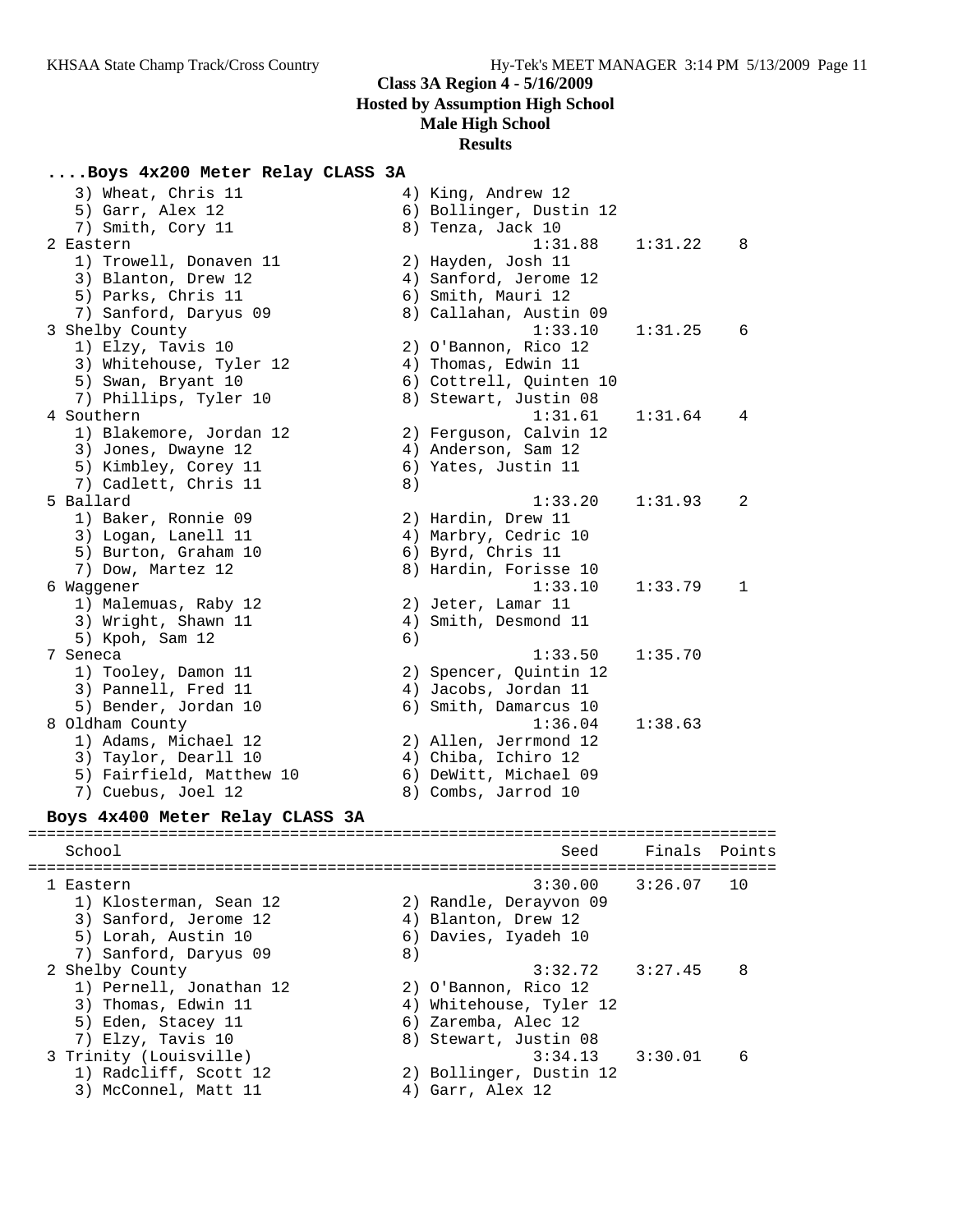**Class 3A Region 4 - 5/16/2009**
**Hosted by Assumption High School**
**Male High School**
**Results**

### ....Boys 4x200 Meter Relay CLASS 3A

```
   3) Wheat, Chris 11                 4) King, Andrew 12
   5) Garr, Alex 12                   6) Bollinger, Dustin 12
   7) Smith, Cory 11                  8) Tenza, Jack 10
 2 Eastern                                   1:31.88    1:31.22    8
   1) Trowell, Donaven 11             2) Hayden, Josh 11
   3) Blanton, Drew 12                4) Sanford, Jerome 12
   5) Parks, Chris 11                 6) Smith, Mauri 12
   7) Sanford, Daryus 09              8) Callahan, Austin 09
 3 Shelby County                             1:33.10    1:31.25    6
   1) Elzy, Tavis 10                  2) O'Bannon, Rico 12
   3) Whitehouse, Tyler 12            4) Thomas, Edwin 11
   5) Swan, Bryant 10                 6) Cottrell, Quinten 10
   7) Phillips, Tyler 10              8) Stewart, Justin 08
 4 Southern                                  1:31.61    1:31.64    4
   1) Blakemore, Jordan 12            2) Ferguson, Calvin 12
   3) Jones, Dwayne 12                4) Anderson, Sam 12
   5) Kimbley, Corey 11               6) Yates, Justin 11
   7) Cadlett, Chris 11               8)
 5 Ballard                                   1:33.20    1:31.93    2
   1) Baker, Ronnie 09                2) Hardin, Drew 11
   3) Logan, Lanell 11                4) Marbry, Cedric 10
   5) Burton, Graham 10               6) Byrd, Chris 11
   7) Dow, Martez 12                  8) Hardin, Forisse 10
 6 Waggener                                  1:33.10    1:33.79    1
   1) Malemuas, Raby 12               2) Jeter, Lamar 11
   3) Wright, Shawn 11                4) Smith, Desmond 11
   5) Kpoh, Sam 12                    6)
 7 Seneca                                    1:33.50    1:35.70
   1) Tooley, Damon 11                2) Spencer, Quintin 12
   3) Pannell, Fred 11                4) Jacobs, Jordan 11
   5) Bender, Jordan 10               6) Smith, Damarcus 10
 8 Oldham County                             1:36.04    1:38.63
   1) Adams, Michael 12               2) Allen, Jerrmond 12
   3) Taylor, Dearll 10               4) Chiba, Ichiro 12
   5) Fairfield, Matthew 10           6) DeWitt, Michael 09
   7) Cuebus, Joel 12                 8) Combs, Jarrod 10
```

### Boys 4x400 Meter Relay CLASS 3A

```
================================================================================
    School                                        Seed     Finals  Points
================================================================================
  1 Eastern                                    3:30.00    3:26.07   10
    1) Klosterman, Sean 12            2) Randle, Derayvon 09
    3) Sanford, Jerome 12             4) Blanton, Drew 12
    5) Lorah, Austin 10               6) Davies, Iyadeh 10
    7) Sanford, Daryus 09             8)
  2 Shelby County                              3:32.72    3:27.45    8
    1) Pernell, Jonathan 12           2) O'Bannon, Rico 12
    3) Thomas, Edwin 11               4) Whitehouse, Tyler 12
    5) Eden, Stacey 11                6) Zaremba, Alec 12
    7) Elzy, Tavis 10                 8) Stewart, Justin 08
  3 Trinity (Louisville)                       3:34.13    3:30.01    6
    1) Radcliff, Scott 12             2) Bollinger, Dustin 12
    3) McConnel, Matt 11              4) Garr, Alex 12
```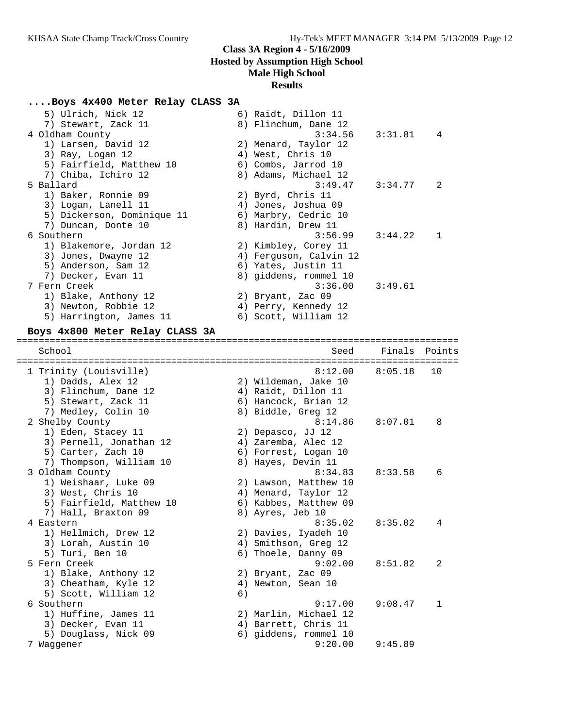# Class 3A Region 4 - 5/16/2009
## Hosted by Assumption High School
## Male High School
## Results

### ....Boys 4x400 Meter Relay CLASS 3A

```
    5) Ulrich, Nick 12                6) Raidt, Dillon 11
    7) Stewart, Zack 11               8) Flinchum, Dane 12
  4 Oldham County                             3:34.56    3:31.81    4
    1) Larsen, David 12               2) Menard, Taylor 12
    3) Ray, Logan 12                  4) West, Chris 10
    5) Fairfield, Matthew 10          6) Combs, Jarrod 10
    7) Chiba, Ichiro 12               8) Adams, Michael 12
  5 Ballard                                   3:49.47    3:34.77    2
    1) Baker, Ronnie 09               2) Byrd, Chris 11
    3) Logan, Lanell 11               4) Jones, Joshua 09
    5) Dickerson, Dominique 11        6) Marbry, Cedric 10
    7) Duncan, Donte 10               8) Hardin, Drew 11
  6 Southern                                  3:56.99    3:44.22    1
    1) Blakemore, Jordan 12           2) Kimbley, Corey 11
    3) Jones, Dwayne 12               4) Ferguson, Calvin 12
    5) Anderson, Sam 12               6) Yates, Justin 11
    7) Decker, Evan 11                8) giddens, rommel 10
  7 Fern Creek                                3:36.00    3:49.61
    1) Blake, Anthony 12              2) Bryant, Zac 09
    3) Newton, Robbie 12              4) Perry, Kennedy 12
    5) Harrington, James 11           6) Scott, William 12
```

### Boys 4x800 Meter Relay CLASS 3A

```
================================================================================
    School                                         Seed     Finals  Points
================================================================================
  1 Trinity (Louisville)                        8:12.00    8:05.18   10
    1) Dadds, Alex 12                 2) Wildeman, Jake 10
    3) Flinchum, Dane 12              4) Raidt, Dillon 11
    5) Stewart, Zack 11               6) Hancock, Brian 12
    7) Medley, Colin 10               8) Biddle, Greg 12
  2 Shelby County                               8:14.86    8:07.01    8
    1) Eden, Stacey 11                2) Depasco, JJ 12
    3) Pernell, Jonathan 12           4) Zaremba, Alec 12
    5) Carter, Zach 10                6) Forrest, Logan 10
    7) Thompson, William 10           8) Hayes, Devin 11
  3 Oldham County                               8:34.83    8:33.58    6
    1) Weishaar, Luke 09              2) Lawson, Matthew 10
    3) West, Chris 10                 4) Menard, Taylor 12
    5) Fairfield, Matthew 10          6) Kabbes, Matthew 09
    7) Hall, Braxton 09               8) Ayres, Jeb 10
  4 Eastern                                     8:35.02    8:35.02    4
    1) Hellmich, Drew 12              2) Davies, Iyadeh 10
    3) Lorah, Austin 10               4) Smithson, Greg 12
    5) Turi, Ben 10                   6) Thoele, Danny 09
  5 Fern Creek                                  9:02.00    8:51.82    2
    1) Blake, Anthony 12              2) Bryant, Zac 09
    3) Cheatham, Kyle 12              4) Newton, Sean 10
    5) Scott, William 12              6)
  6 Southern                                    9:17.00    9:08.47    1
    1) Huffine, James 11              2) Marlin, Michael 12
    3) Decker, Evan 11                4) Barrett, Chris 11
    5) Douglass, Nick 09              6) giddens, rommel 10
  7 Waggener                                    9:20.00    9:45.89
```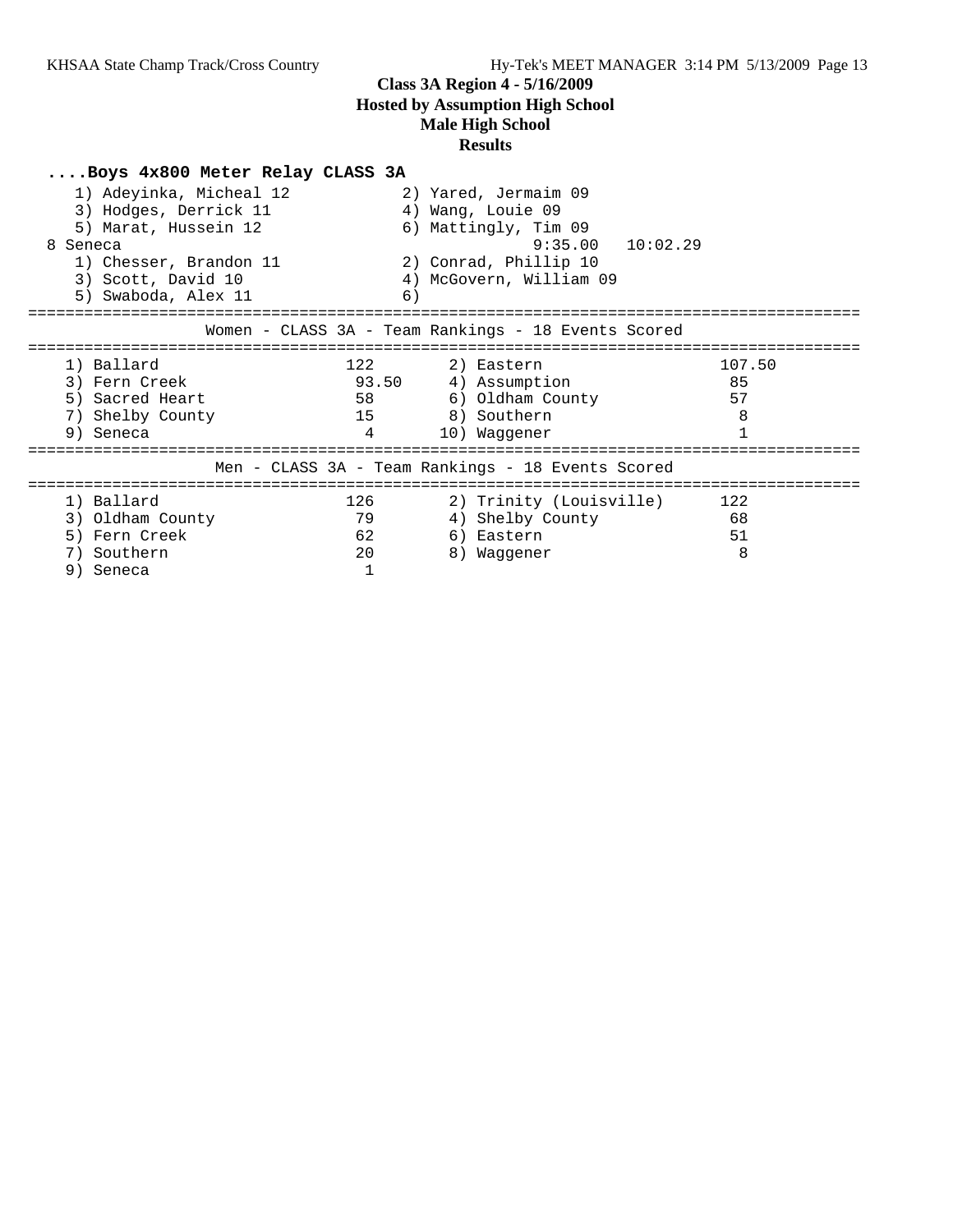## Class 3A Region 4 - 5/16/2009
### Hosted by Assumption High School
### Male High School
### Results

**....Boys 4x800 Meter Relay CLASS 3A**

```
    1) Adeyinka, Micheal 12           2) Yared, Jermaim 09
    3) Hodges, Derrick 11             4) Wang, Louie 09
    5) Marat, Hussein 12              6) Mattingly, Tim 09
  8 Seneca                                     9:35.00   10:02.29
    1) Chesser, Brandon 11            2) Conrad, Phillip 10
    3) Scott, David 10                4) McGovern, William 09
    5) Swaboda, Alex 11               6)
```

**Women - CLASS 3A - Team Rankings - 18 Events Scored**

| | | | |
|---|---|---|---|
| 1) Ballard | 122 | 2) Eastern | 107.50 |
| 3) Fern Creek | 93.50 | 4) Assumption | 85 |
| 5) Sacred Heart | 58 | 6) Oldham County | 57 |
| 7) Shelby County | 15 | 8) Southern | 8 |
| 9) Seneca | 4 | 10) Waggener | 1 |

**Men - CLASS 3A - Team Rankings - 18 Events Scored**

| | | | |
|---|---|---|---|
| 1) Ballard | 126 | 2) Trinity (Louisville) | 122 |
| 3) Oldham County | 79 | 4) Shelby County | 68 |
| 5) Fern Creek | 62 | 6) Eastern | 51 |
| 7) Southern | 20 | 8) Waggener | 8 |
| 9) Seneca | 1 | | |